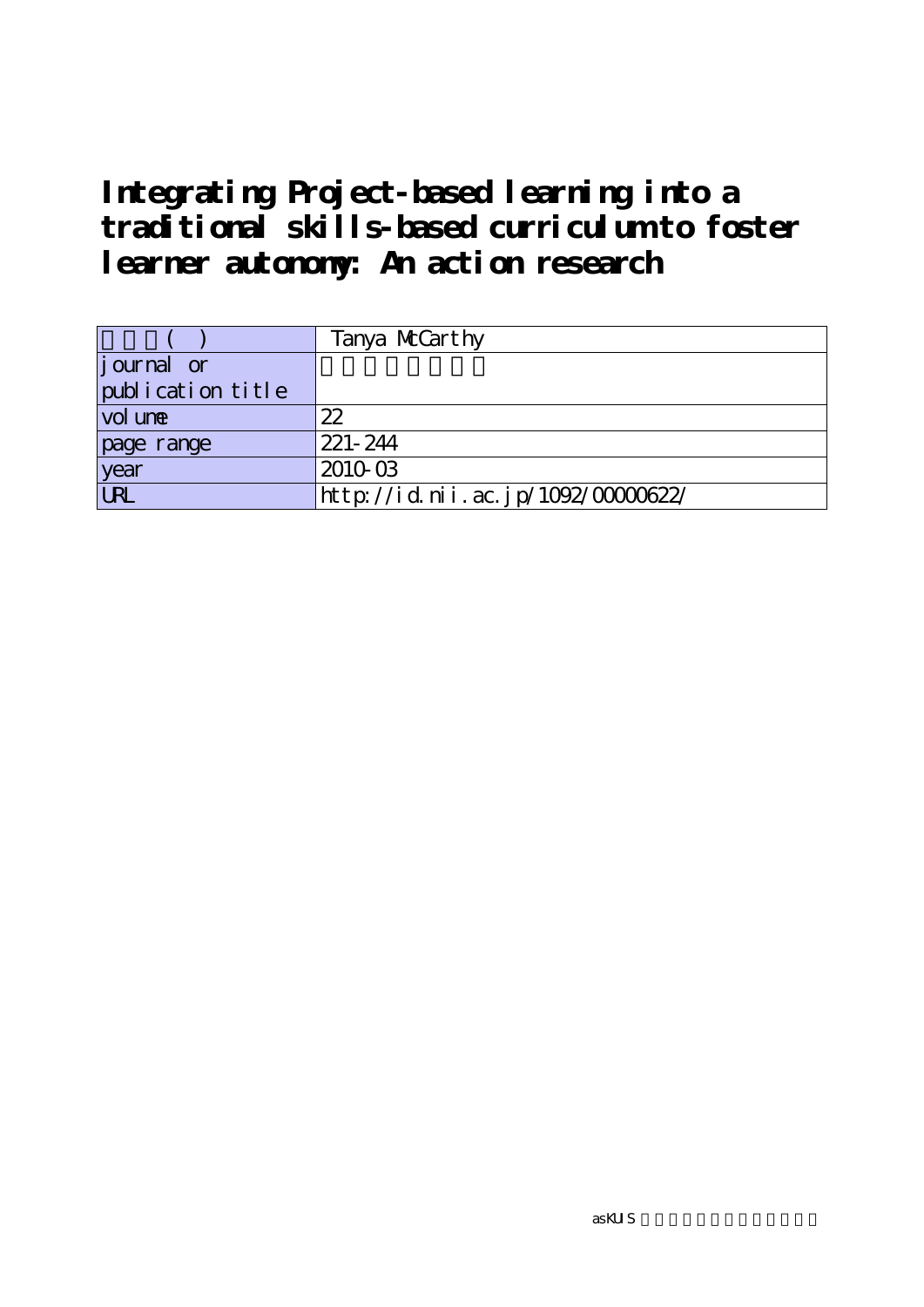# Integrating Project-based learning into a traditional skills-based curriculum to foster learner autonomy: An action research

| 著者名( ) | Tanya McCarthy |
|---|---|
| journal or publication title | |
| volume | 22 |
| page range | 221-244 |
| year | 2010-03 |
| URL | http://id.nii.ac.jp/1092/00000622/ |

asKUIS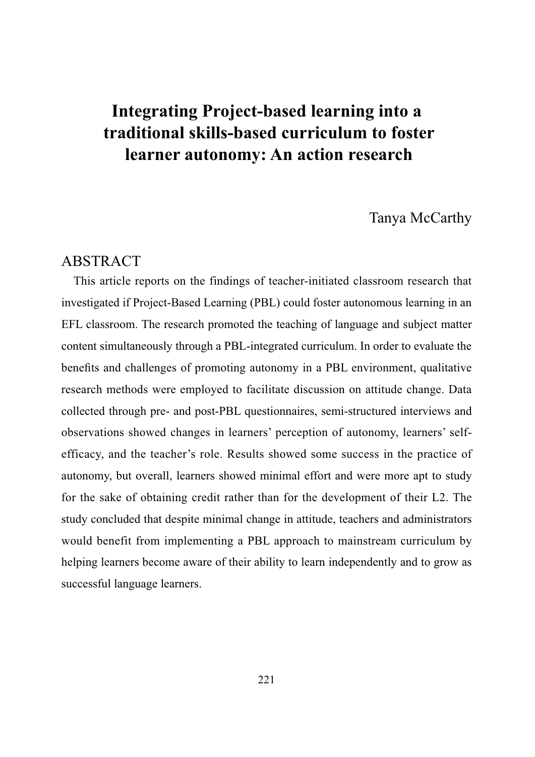# Integrating Project-based learning into a traditional skills-based curriculum to foster learner autonomy: An action research

Tanya McCarthy

## ABSTRACT

This article reports on the findings of teacher-initiated classroom research that investigated if Project-Based Learning (PBL) could foster autonomous learning in an EFL classroom. The research promoted the teaching of language and subject matter content simultaneously through a PBL-integrated curriculum. In order to evaluate the benefits and challenges of promoting autonomy in a PBL environment, qualitative research methods were employed to facilitate discussion on attitude change. Data collected through pre- and post-PBL questionnaires, semi-structured interviews and observations showed changes in learners' perception of autonomy, learners' self-efficacy, and the teacher's role. Results showed some success in the practice of autonomy, but overall, learners showed minimal effort and were more apt to study for the sake of obtaining credit rather than for the development of their L2. The study concluded that despite minimal change in attitude, teachers and administrators would benefit from implementing a PBL approach to mainstream curriculum by helping learners become aware of their ability to learn independently and to grow as successful language learners.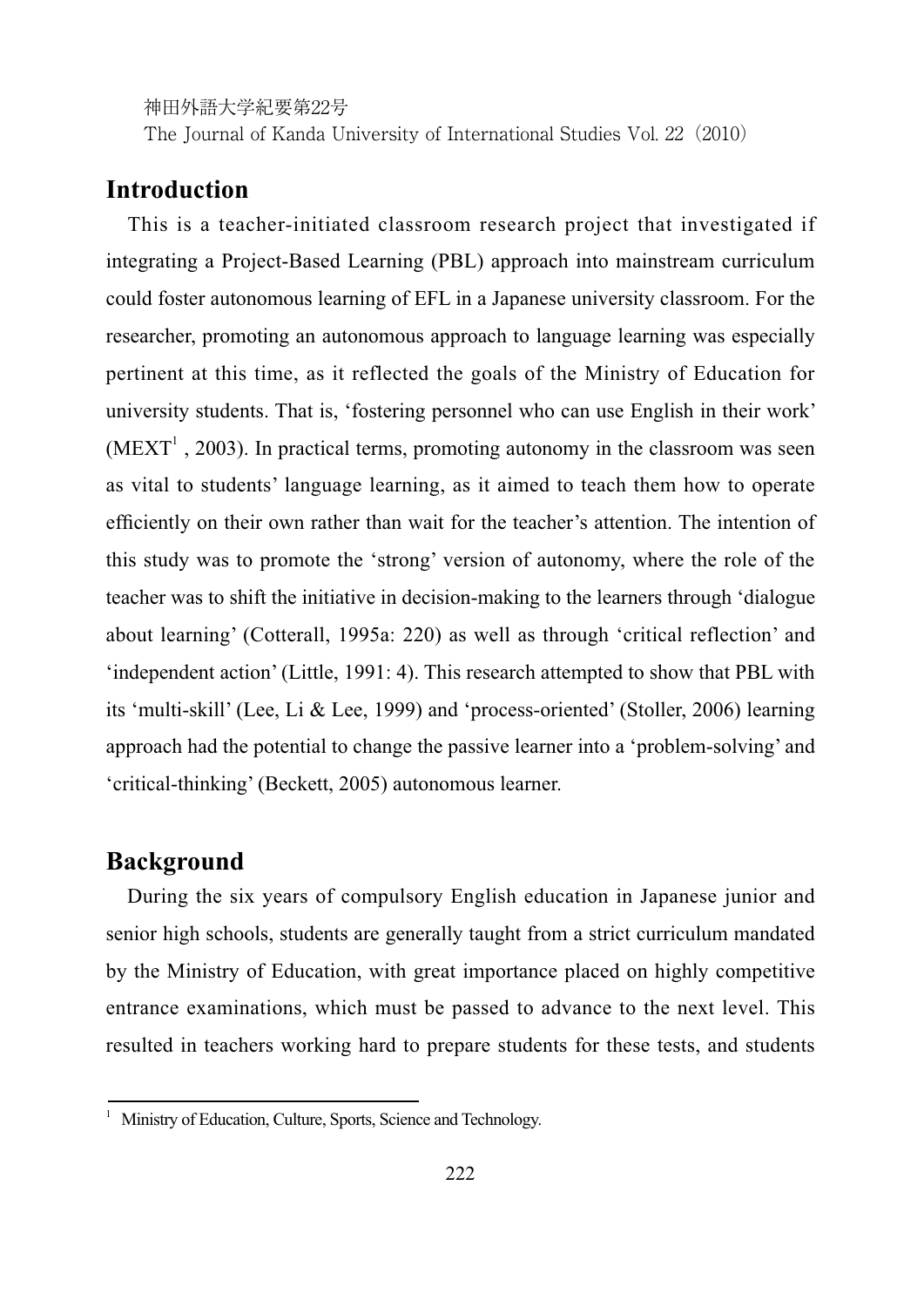## Introduction

This is a teacher-initiated classroom research project that investigated if integrating a Project-Based Learning (PBL) approach into mainstream curriculum could foster autonomous learning of EFL in a Japanese university classroom. For the researcher, promoting an autonomous approach to language learning was especially pertinent at this time, as it reflected the goals of the Ministry of Education for university students. That is, 'fostering personnel who can use English in their work' (MEXT[1] , 2003). In practical terms, promoting autonomy in the classroom was seen as vital to students' language learning, as it aimed to teach them how to operate efficiently on their own rather than wait for the teacher's attention. The intention of this study was to promote the 'strong' version of autonomy, where the role of the teacher was to shift the initiative in decision-making to the learners through 'dialogue about learning' (Cotterall, 1995a: 220) as well as through 'critical reflection' and 'independent action' (Little, 1991: 4). This research attempted to show that PBL with its 'multi-skill' (Lee, Li & Lee, 1999) and 'process-oriented' (Stoller, 2006) learning approach had the potential to change the passive learner into a 'problem-solving' and 'critical-thinking' (Beckett, 2005) autonomous learner.

## Background

During the six years of compulsory English education in Japanese junior and senior high schools, students are generally taught from a strict curriculum mandated by the Ministry of Education, with great importance placed on highly competitive entrance examinations, which must be passed to advance to the next level. This resulted in teachers working hard to prepare students for these tests, and students

[1] Ministry of Education, Culture, Sports, Science and Technology.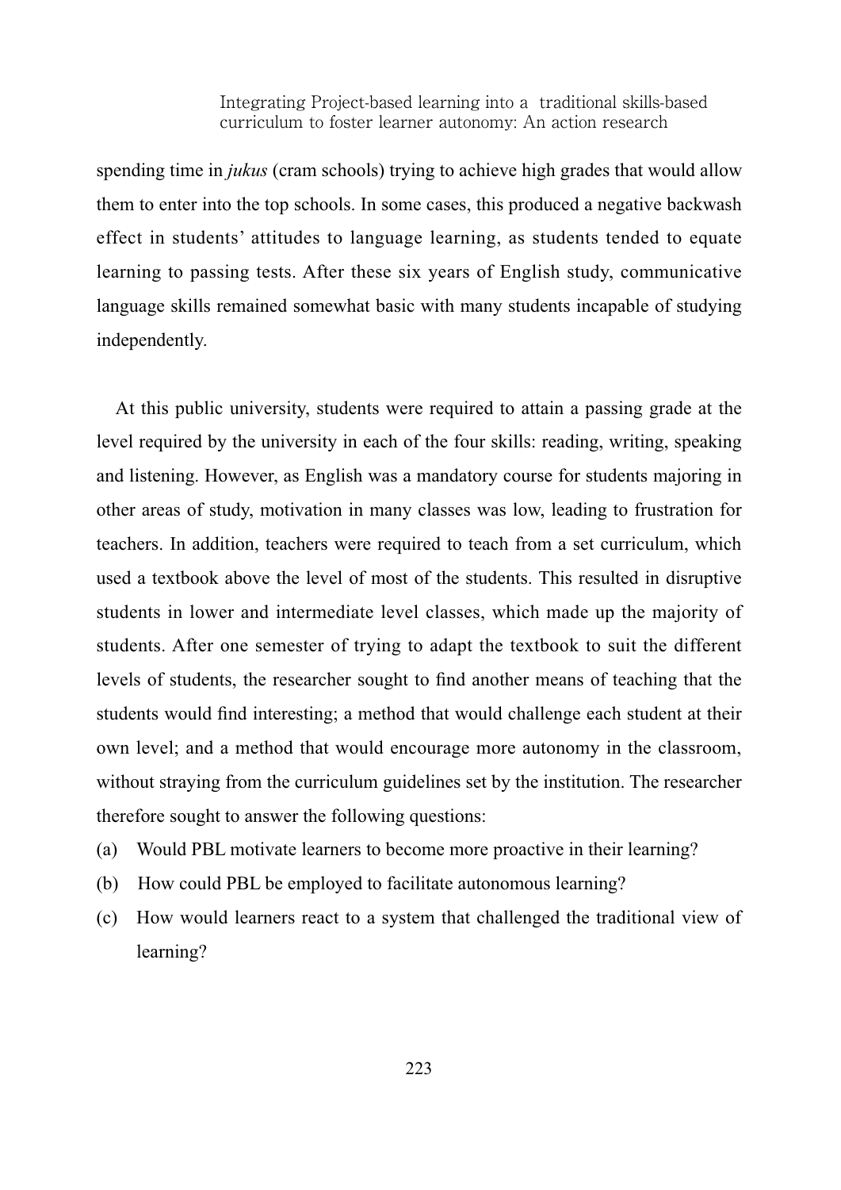spending time in *jukus* (cram schools) trying to achieve high grades that would allow them to enter into the top schools. In some cases, this produced a negative backwash effect in students' attitudes to language learning, as students tended to equate learning to passing tests. After these six years of English study, communicative language skills remained somewhat basic with many students incapable of studying independently.

At this public university, students were required to attain a passing grade at the level required by the university in each of the four skills: reading, writing, speaking and listening. However, as English was a mandatory course for students majoring in other areas of study, motivation in many classes was low, leading to frustration for teachers. In addition, teachers were required to teach from a set curriculum, which used a textbook above the level of most of the students. This resulted in disruptive students in lower and intermediate level classes, which made up the majority of students. After one semester of trying to adapt the textbook to suit the different levels of students, the researcher sought to find another means of teaching that the students would find interesting; a method that would challenge each student at their own level; and a method that would encourage more autonomy in the classroom, without straying from the curriculum guidelines set by the institution. The researcher therefore sought to answer the following questions:

(a) Would PBL motivate learners to become more proactive in their learning?

(b) How could PBL be employed to facilitate autonomous learning?

(c) How would learners react to a system that challenged the traditional view of learning?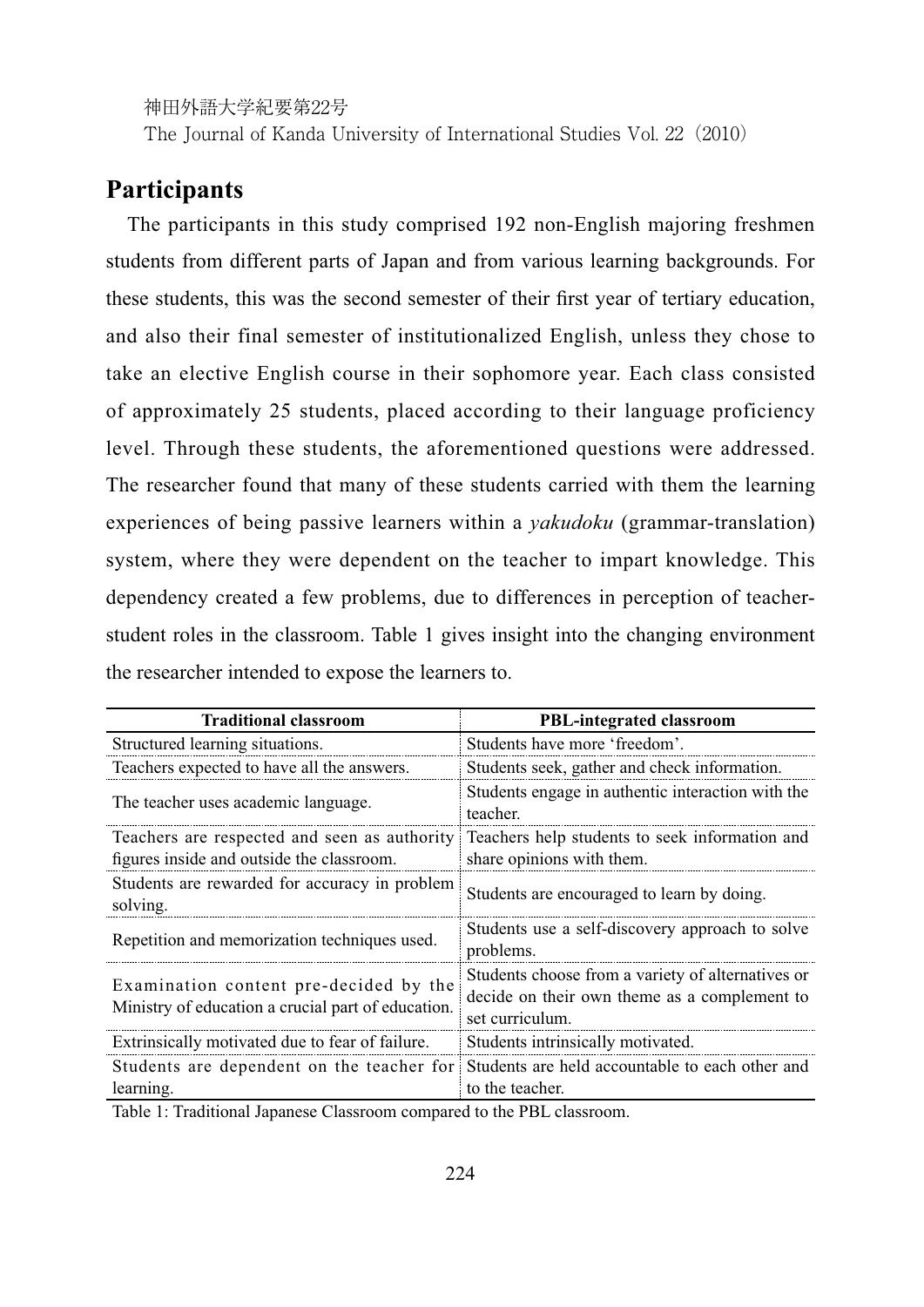## Participants

The participants in this study comprised 192 non-English majoring freshmen students from different parts of Japan and from various learning backgrounds. For these students, this was the second semester of their first year of tertiary education, and also their final semester of institutionalized English, unless they chose to take an elective English course in their sophomore year. Each class consisted of approximately 25 students, placed according to their language proficiency level. Through these students, the aforementioned questions were addressed. The researcher found that many of these students carried with them the learning experiences of being passive learners within a *yakudoku* (grammar-translation) system, where they were dependent on the teacher to impart knowledge. This dependency created a few problems, due to differences in perception of teacher-student roles in the classroom. Table 1 gives insight into the changing environment the researcher intended to expose the learners to.

| Traditional classroom | PBL-integrated classroom |
|---|---|
| Structured learning situations. | Students have more 'freedom'. |
| Teachers expected to have all the answers. | Students seek, gather and check information. |
| The teacher uses academic language. | Students engage in authentic interaction with the teacher. |
| Teachers are respected and seen as authority figures inside and outside the classroom. | Teachers help students to seek information and share opinions with them. |
| Students are rewarded for accuracy in problem solving. | Students are encouraged to learn by doing. |
| Repetition and memorization techniques used. | Students use a self-discovery approach to solve problems. |
| Examination content pre-decided by the Ministry of education a crucial part of education. | Students choose from a variety of alternatives or decide on their own theme as a complement to set curriculum. |
| Extrinsically motivated due to fear of failure. | Students intrinsically motivated. |
| Students are dependent on the teacher for learning. | Students are held accountable to each other and to the teacher. |

Table 1: Traditional Japanese Classroom compared to the PBL classroom.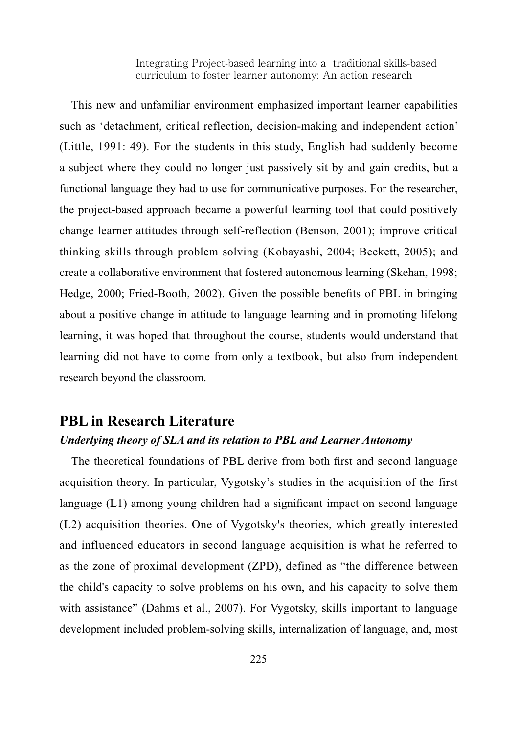This new and unfamiliar environment emphasized important learner capabilities such as 'detachment, critical reflection, decision-making and independent action' (Little, 1991: 49). For the students in this study, English had suddenly become a subject where they could no longer just passively sit by and gain credits, but a functional language they had to use for communicative purposes. For the researcher, the project-based approach became a powerful learning tool that could positively change learner attitudes through self-reflection (Benson, 2001); improve critical thinking skills through problem solving (Kobayashi, 2004; Beckett, 2005); and create a collaborative environment that fostered autonomous learning (Skehan, 1998; Hedge, 2000; Fried-Booth, 2002). Given the possible benefits of PBL in bringing about a positive change in attitude to language learning and in promoting lifelong learning, it was hoped that throughout the course, students would understand that learning did not have to come from only a textbook, but also from independent research beyond the classroom.

## PBL in Research Literature

### *Underlying theory of SLA and its relation to PBL and Learner Autonomy*

The theoretical foundations of PBL derive from both first and second language acquisition theory. In particular, Vygotsky's studies in the acquisition of the first language (L1) among young children had a significant impact on second language (L2) acquisition theories. One of Vygotsky's theories, which greatly interested and influenced educators in second language acquisition is what he referred to as the zone of proximal development (ZPD), defined as "the difference between the child's capacity to solve problems on his own, and his capacity to solve them with assistance" (Dahms et al., 2007). For Vygotsky, skills important to language development included problem-solving skills, internalization of language, and, most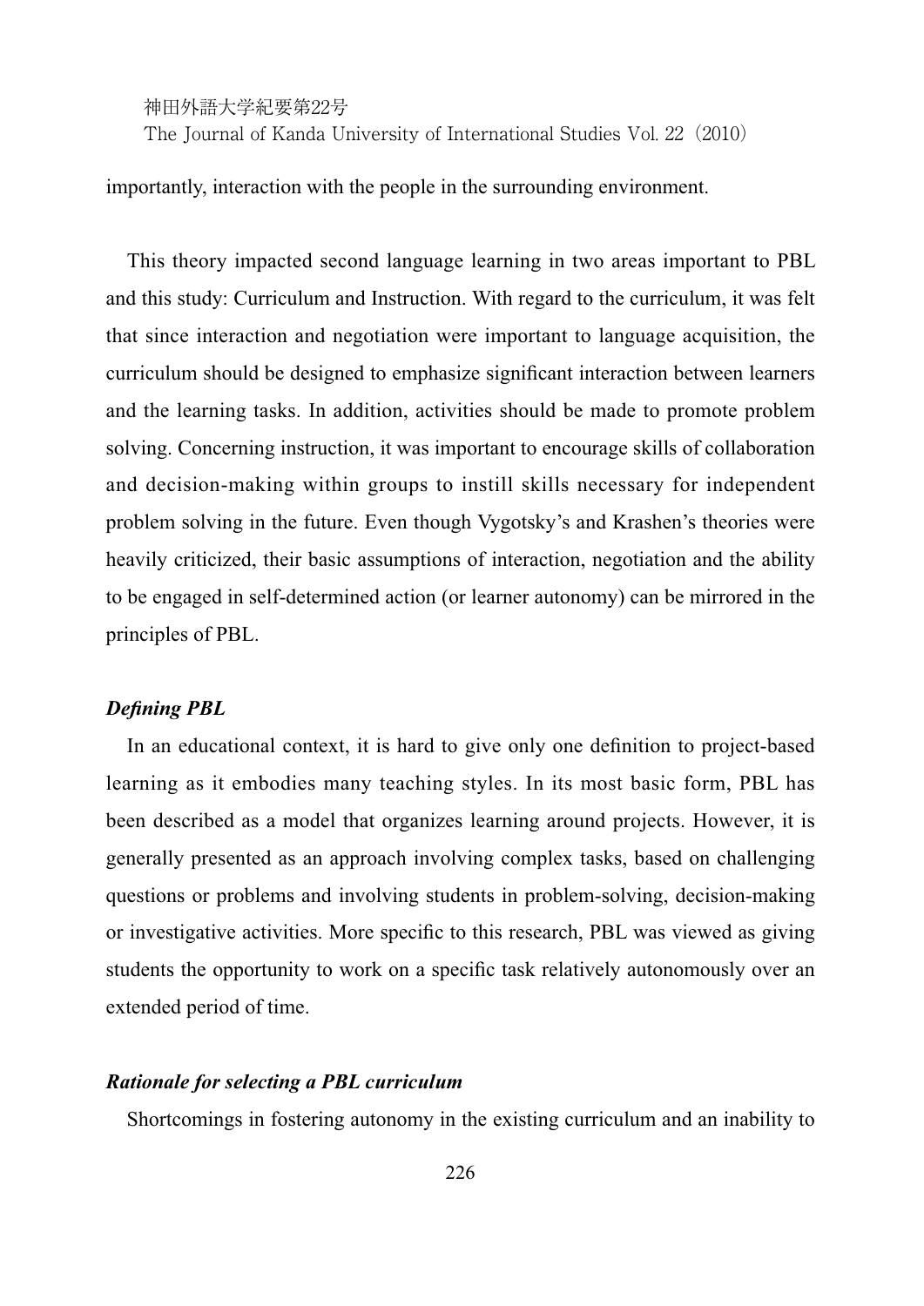importantly, interaction with the people in the surrounding environment.

This theory impacted second language learning in two areas important to PBL and this study: Curriculum and Instruction. With regard to the curriculum, it was felt that since interaction and negotiation were important to language acquisition, the curriculum should be designed to emphasize significant interaction between learners and the learning tasks. In addition, activities should be made to promote problem solving. Concerning instruction, it was important to encourage skills of collaboration and decision-making within groups to instill skills necessary for independent problem solving in the future. Even though Vygotsky's and Krashen's theories were heavily criticized, their basic assumptions of interaction, negotiation and the ability to be engaged in self-determined action (or learner autonomy) can be mirrored in the principles of PBL.

### *Defining PBL*

In an educational context, it is hard to give only one definition to project-based learning as it embodies many teaching styles. In its most basic form, PBL has been described as a model that organizes learning around projects. However, it is generally presented as an approach involving complex tasks, based on challenging questions or problems and involving students in problem-solving, decision-making or investigative activities. More specific to this research, PBL was viewed as giving students the opportunity to work on a specific task relatively autonomously over an extended period of time.

### *Rationale for selecting a PBL curriculum*

Shortcomings in fostering autonomy in the existing curriculum and an inability to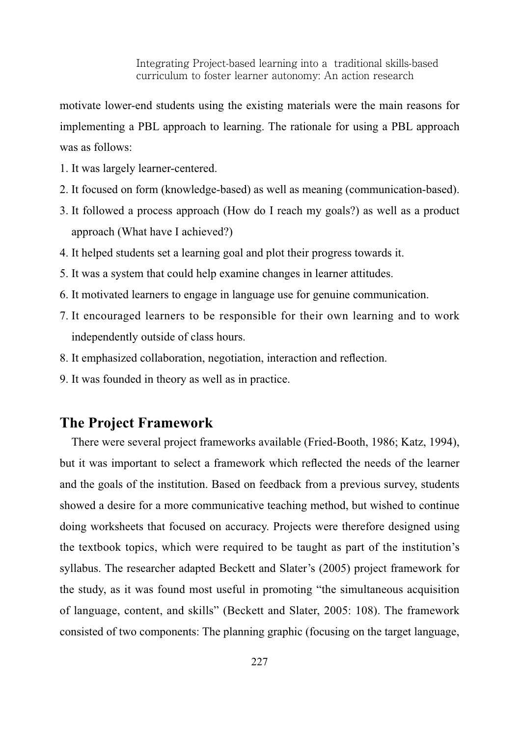motivate lower-end students using the existing materials were the main reasons for implementing a PBL approach to learning. The rationale for using a PBL approach was as follows:

1. It was largely learner-centered.
2. It focused on form (knowledge-based) as well as meaning (communication-based).
3. It followed a process approach (How do I reach my goals?) as well as a product approach (What have I achieved?)
4. It helped students set a learning goal and plot their progress towards it.
5. It was a system that could help examine changes in learner attitudes.
6. It motivated learners to engage in language use for genuine communication.
7. It encouraged learners to be responsible for their own learning and to work independently outside of class hours.
8. It emphasized collaboration, negotiation, interaction and reflection.
9. It was founded in theory as well as in practice.

## The Project Framework

There were several project frameworks available (Fried-Booth, 1986; Katz, 1994), but it was important to select a framework which reflected the needs of the learner and the goals of the institution. Based on feedback from a previous survey, students showed a desire for a more communicative teaching method, but wished to continue doing worksheets that focused on accuracy. Projects were therefore designed using the textbook topics, which were required to be taught as part of the institution's syllabus. The researcher adapted Beckett and Slater's (2005) project framework for the study, as it was found most useful in promoting "the simultaneous acquisition of language, content, and skills" (Beckett and Slater, 2005: 108). The framework consisted of two components: The planning graphic (focusing on the target language,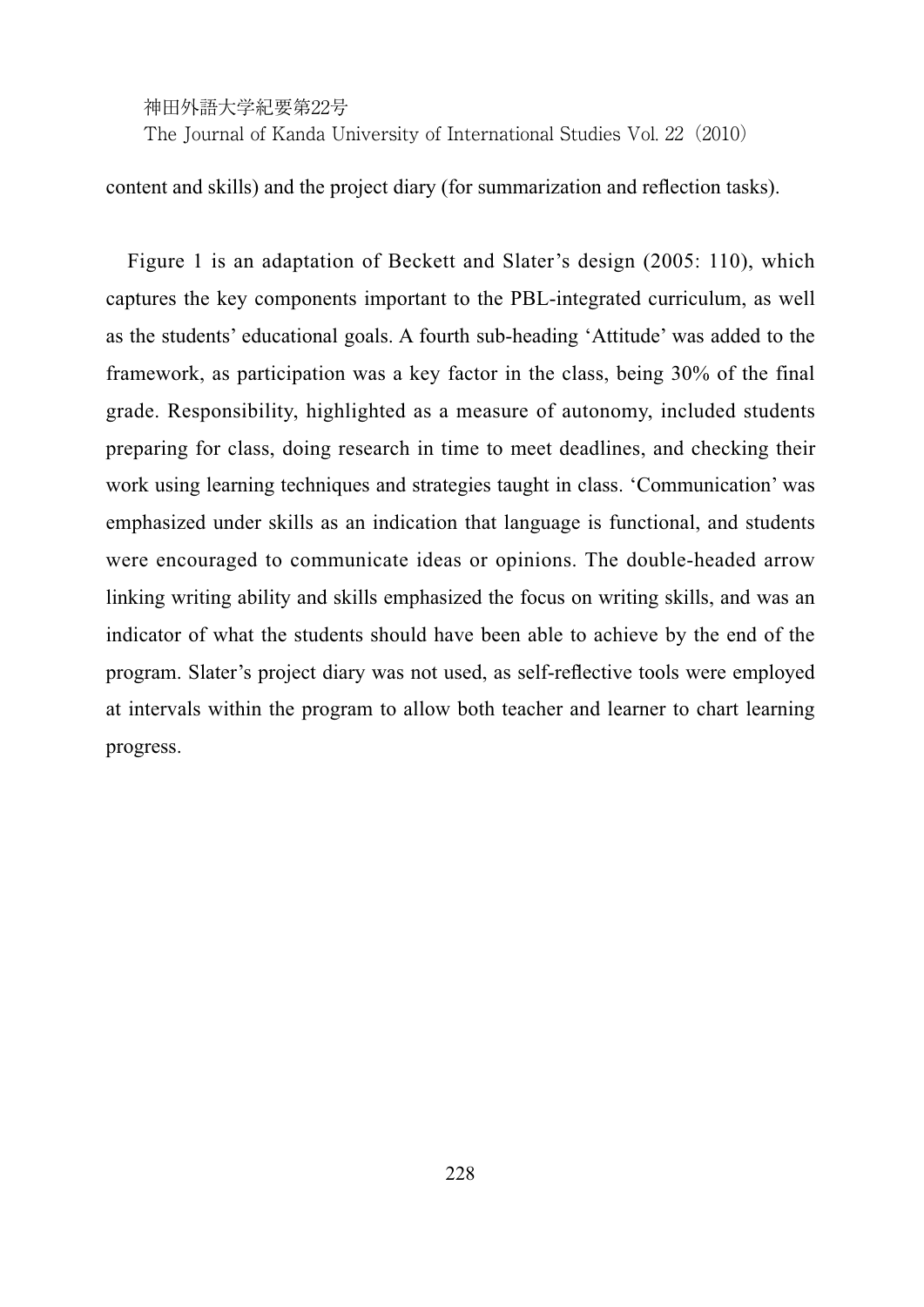content and skills) and the project diary (for summarization and reflection tasks).

Figure 1 is an adaptation of Beckett and Slater's design (2005: 110), which captures the key components important to the PBL-integrated curriculum, as well as the students' educational goals. A fourth sub-heading 'Attitude' was added to the framework, as participation was a key factor in the class, being 30% of the final grade. Responsibility, highlighted as a measure of autonomy, included students preparing for class, doing research in time to meet deadlines, and checking their work using learning techniques and strategies taught in class. 'Communication' was emphasized under skills as an indication that language is functional, and students were encouraged to communicate ideas or opinions. The double-headed arrow linking writing ability and skills emphasized the focus on writing skills, and was an indicator of what the students should have been able to achieve by the end of the program. Slater's project diary was not used, as self-reflective tools were employed at intervals within the program to allow both teacher and learner to chart learning progress.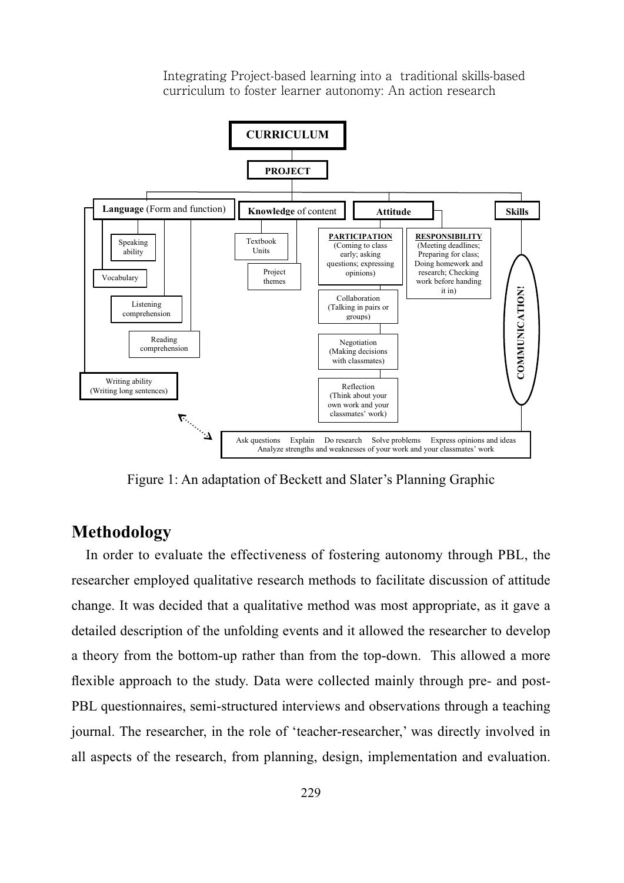- **CURRICULUM**
  - **PROJECT**
    - **Language** (Form and function)
      - Speaking ability
      - Vocabulary
      - Listening comprehension
      - Reading comprehension
      - Writing ability (Writing long sentences)
    - **Knowledge** of content
      - Textbook Units
      - Project themes
    - **Attitude**
      - **PARTICIPATION** (Coming to class early; asking questions; expressing opinions)
        - Collaboration (Talking in pairs or groups)
        - Negotiation (Making decisions with classmates)
        - Reflection (Think about your own work and your classmates' work)
      - **RESPONSIBILITY** (Meeting deadlines; Preparing for class; Doing homework and research; Checking work before handing it in)
    - **Skills**
      - **COMMUNICATION!**
        - Ask questions Explain Do research Solve problems Express opinions and ideas Analyze strengths and weaknesses of your work and your classmates' work

Figure 1: An adaptation of Beckett and Slater's Planning Graphic

## Methodology

In order to evaluate the effectiveness of fostering autonomy through PBL, the researcher employed qualitative research methods to facilitate discussion of attitude change. It was decided that a qualitative method was most appropriate, as it gave a detailed description of the unfolding events and it allowed the researcher to develop a theory from the bottom-up rather than from the top-down. This allowed a more flexible approach to the study. Data were collected mainly through pre- and post-PBL questionnaires, semi-structured interviews and observations through a teaching journal. The researcher, in the role of 'teacher-researcher,' was directly involved in all aspects of the research, from planning, design, implementation and evaluation.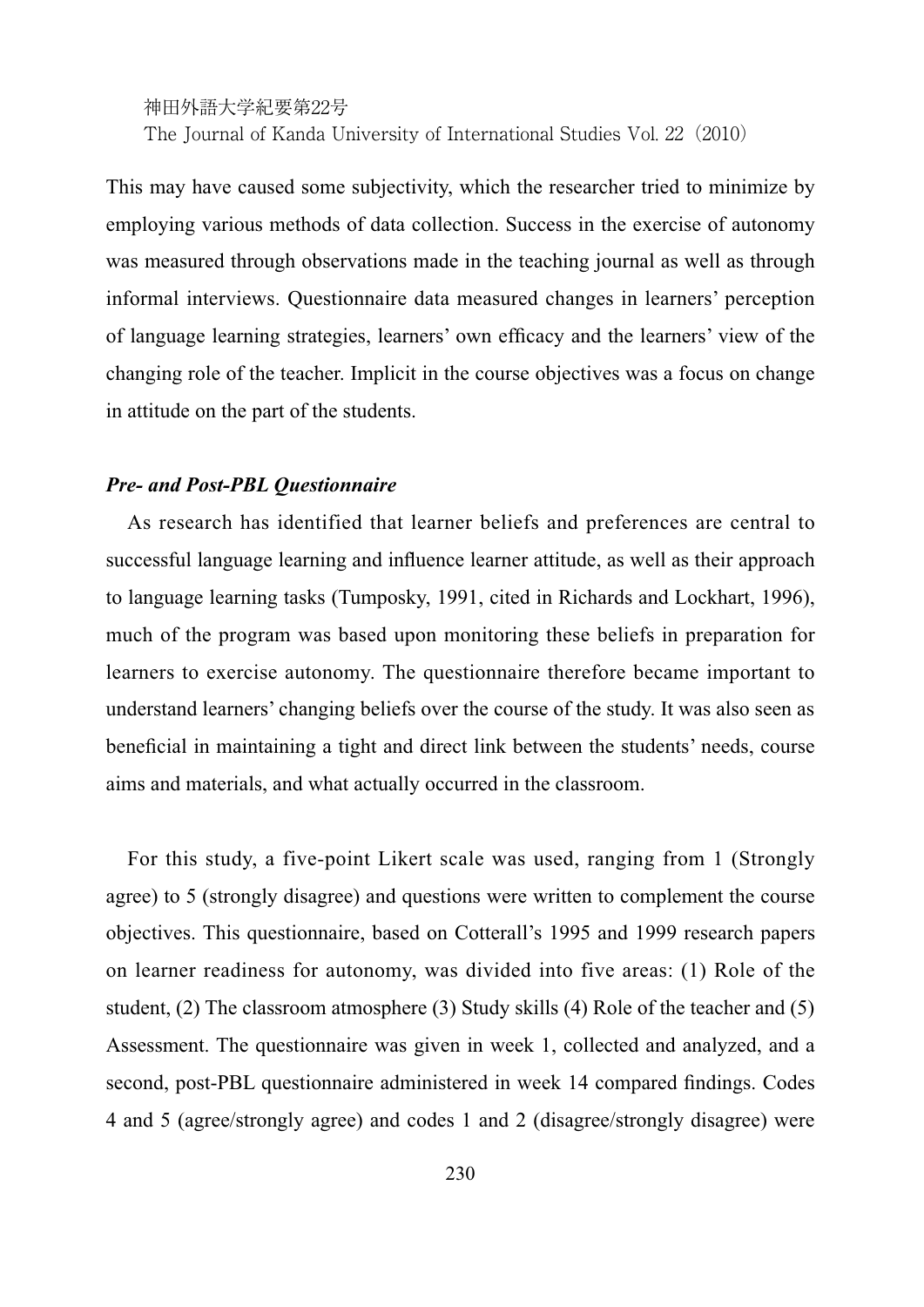This may have caused some subjectivity, which the researcher tried to minimize by employing various methods of data collection. Success in the exercise of autonomy was measured through observations made in the teaching journal as well as through informal interviews. Questionnaire data measured changes in learners' perception of language learning strategies, learners' own efficacy and the learners' view of the changing role of the teacher. Implicit in the course objectives was a focus on change in attitude on the part of the students.

### *Pre- and Post-PBL Questionnaire*

As research has identified that learner beliefs and preferences are central to successful language learning and influence learner attitude, as well as their approach to language learning tasks (Tumposky, 1991, cited in Richards and Lockhart, 1996), much of the program was based upon monitoring these beliefs in preparation for learners to exercise autonomy. The questionnaire therefore became important to understand learners' changing beliefs over the course of the study. It was also seen as beneficial in maintaining a tight and direct link between the students' needs, course aims and materials, and what actually occurred in the classroom.

For this study, a five-point Likert scale was used, ranging from 1 (Strongly agree) to 5 (strongly disagree) and questions were written to complement the course objectives. This questionnaire, based on Cotterall's 1995 and 1999 research papers on learner readiness for autonomy, was divided into five areas: (1) Role of the student, (2) The classroom atmosphere (3) Study skills (4) Role of the teacher and (5) Assessment. The questionnaire was given in week 1, collected and analyzed, and a second, post-PBL questionnaire administered in week 14 compared findings. Codes 4 and 5 (agree/strongly agree) and codes 1 and 2 (disagree/strongly disagree) were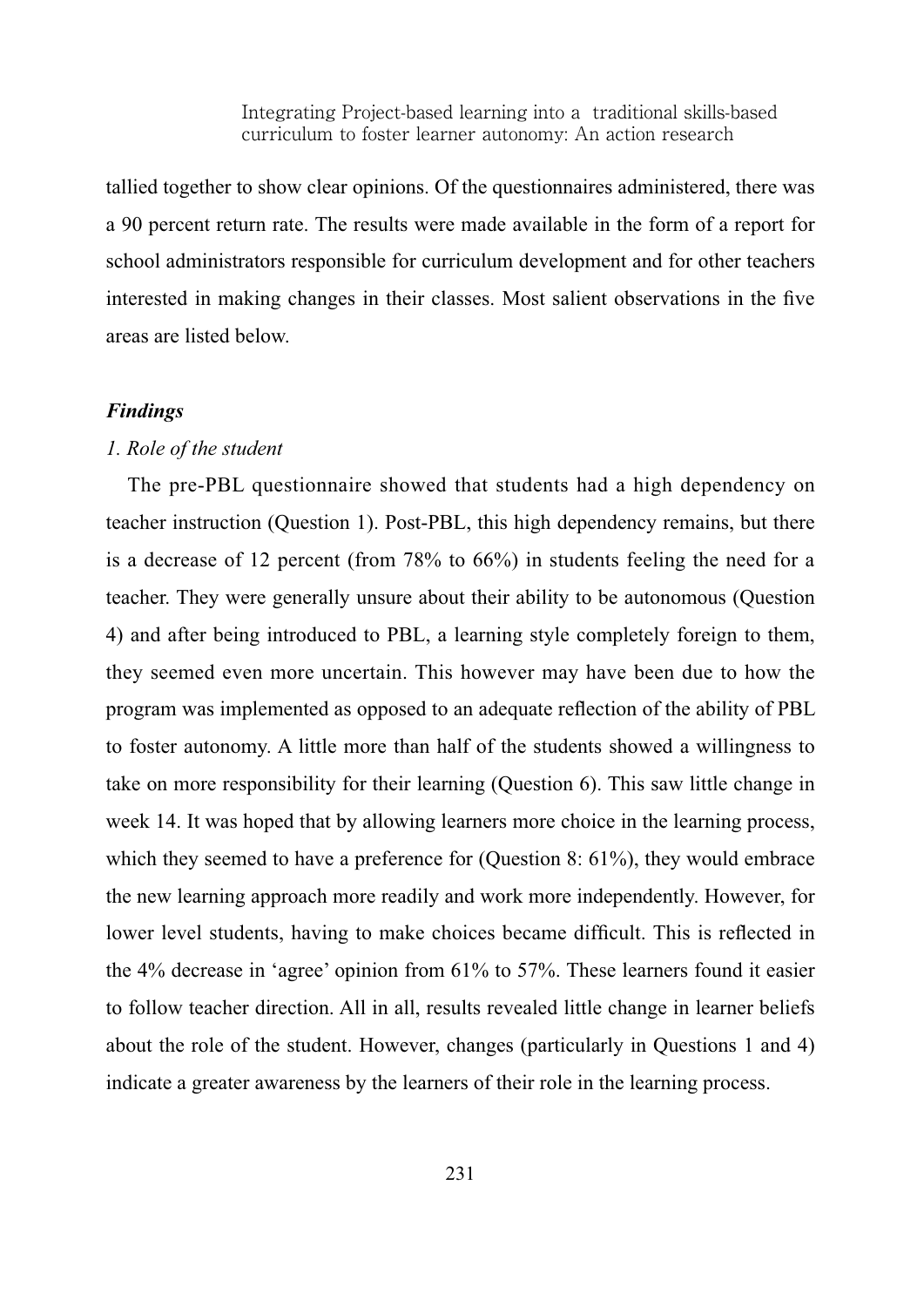tallied together to show clear opinions. Of the questionnaires administered, there was a 90 percent return rate. The results were made available in the form of a report for school administrators responsible for curriculum development and for other teachers interested in making changes in their classes. Most salient observations in the five areas are listed below.

### *Findings*

#### *1. Role of the student*

The pre-PBL questionnaire showed that students had a high dependency on teacher instruction (Question 1). Post-PBL, this high dependency remains, but there is a decrease of 12 percent (from 78% to 66%) in students feeling the need for a teacher. They were generally unsure about their ability to be autonomous (Question 4) and after being introduced to PBL, a learning style completely foreign to them, they seemed even more uncertain. This however may have been due to how the program was implemented as opposed to an adequate reflection of the ability of PBL to foster autonomy. A little more than half of the students showed a willingness to take on more responsibility for their learning (Question 6). This saw little change in week 14. It was hoped that by allowing learners more choice in the learning process, which they seemed to have a preference for (Question 8: 61%), they would embrace the new learning approach more readily and work more independently. However, for lower level students, having to make choices became difficult. This is reflected in the 4% decrease in 'agree' opinion from 61% to 57%. These learners found it easier to follow teacher direction. All in all, results revealed little change in learner beliefs about the role of the student. However, changes (particularly in Questions 1 and 4) indicate a greater awareness by the learners of their role in the learning process.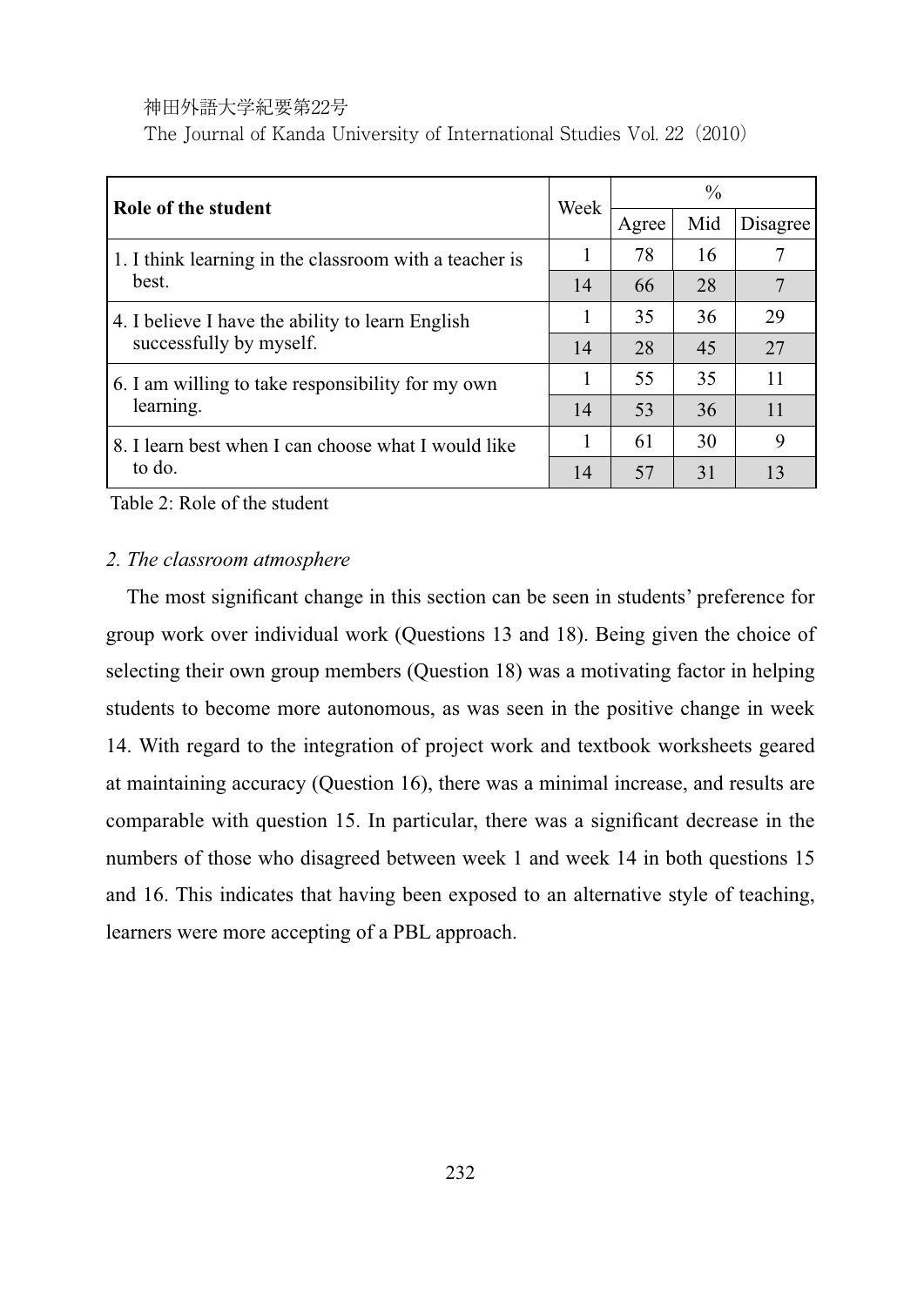| Role of the student | Week | % | | |
|---|---|---|---|---|
| | | Agree | Mid | Disagree |
| 1. I think learning in the classroom with a teacher is best. | 1 | 78 | 16 | 7 |
| | 14 | 66 | 28 | 7 |
| 4. I believe I have the ability to learn English successfully by myself. | 1 | 35 | 36 | 29 |
| | 14 | 28 | 45 | 27 |
| 6. I am willing to take responsibility for my own learning. | 1 | 55 | 35 | 11 |
| | 14 | 53 | 36 | 11 |
| 8. I learn best when I can choose what I would like to do. | 1 | 61 | 30 | 9 |
| | 14 | 57 | 31 | 13 |

Table 2: Role of the student

*2. The classroom atmosphere*

The most significant change in this section can be seen in students' preference for group work over individual work (Questions 13 and 18). Being given the choice of selecting their own group members (Question 18) was a motivating factor in helping students to become more autonomous, as was seen in the positive change in week 14. With regard to the integration of project work and textbook worksheets geared at maintaining accuracy (Question 16), there was a minimal increase, and results are comparable with question 15. In particular, there was a significant decrease in the numbers of those who disagreed between week 1 and week 14 in both questions 15 and 16. This indicates that having been exposed to an alternative style of teaching, learners were more accepting of a PBL approach.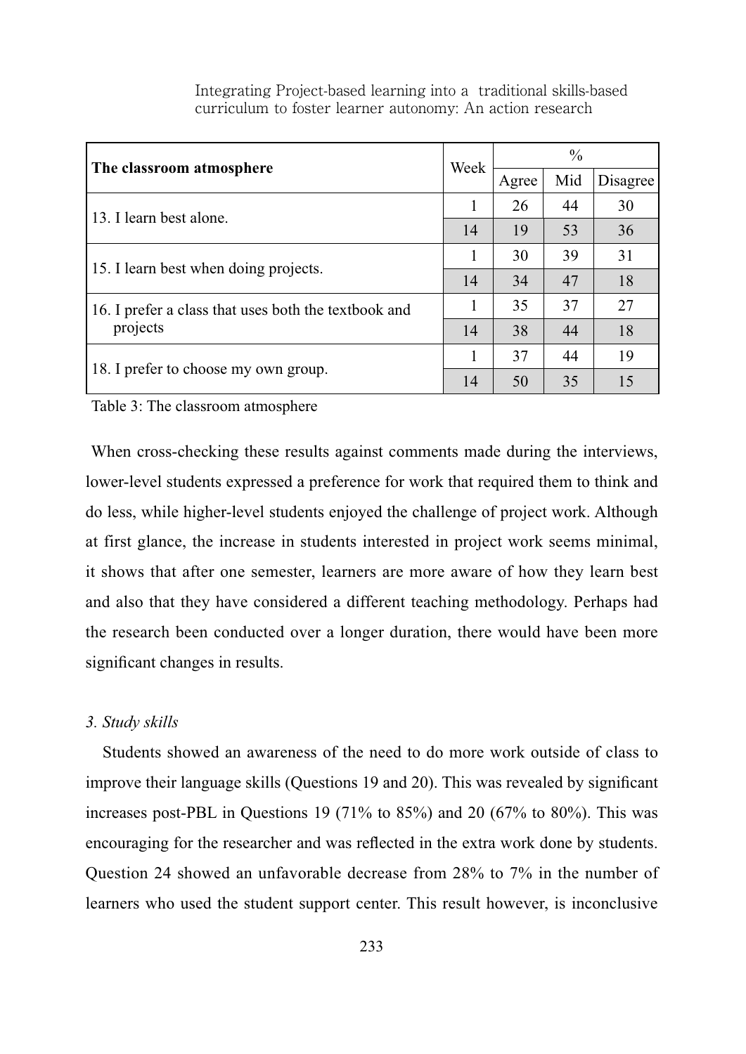| The classroom atmosphere | Week | % | | |
|---|---|---|---|---|
| | | Agree | Mid | Disagree |
| 13. I learn best alone. | 1 | 26 | 44 | 30 |
| | 14 | 19 | 53 | 36 |
| 15. I learn best when doing projects. | 1 | 30 | 39 | 31 |
| | 14 | 34 | 47 | 18 |
| 16. I prefer a class that uses both the textbook and projects | 1 | 35 | 37 | 27 |
| | 14 | 38 | 44 | 18 |
| 18. I prefer to choose my own group. | 1 | 37 | 44 | 19 |
| | 14 | 50 | 35 | 15 |

Table 3: The classroom atmosphere

When cross-checking these results against comments made during the interviews, lower-level students expressed a preference for work that required them to think and do less, while higher-level students enjoyed the challenge of project work. Although at first glance, the increase in students interested in project work seems minimal, it shows that after one semester, learners are more aware of how they learn best and also that they have considered a different teaching methodology. Perhaps had the research been conducted over a longer duration, there would have been more significant changes in results.

*3. Study skills*

Students showed an awareness of the need to do more work outside of class to improve their language skills (Questions 19 and 20). This was revealed by significant increases post-PBL in Questions 19 (71% to 85%) and 20 (67% to 80%). This was encouraging for the researcher and was reflected in the extra work done by students. Question 24 showed an unfavorable decrease from 28% to 7% in the number of learners who used the student support center. This result however, is inconclusive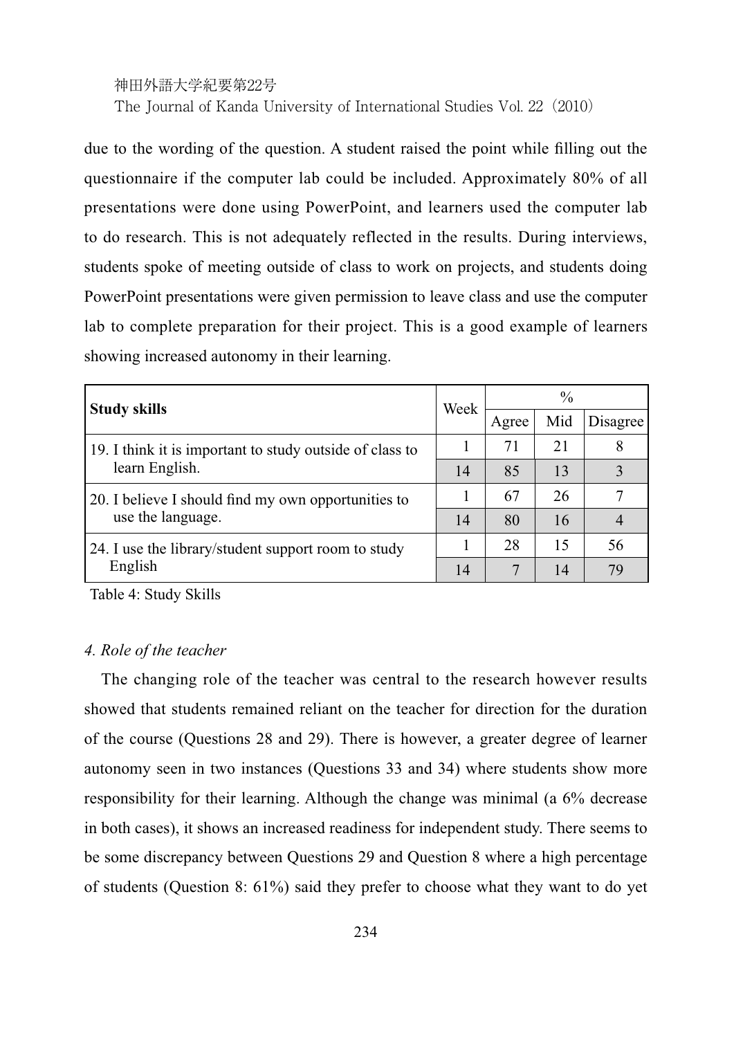due to the wording of the question. A student raised the point while filling out the questionnaire if the computer lab could be included. Approximately 80% of all presentations were done using PowerPoint, and learners used the computer lab to do research. This is not adequately reflected in the results. During interviews, students spoke of meeting outside of class to work on projects, and students doing PowerPoint presentations were given permission to leave class and use the computer lab to complete preparation for their project. This is a good example of learners showing increased autonomy in their learning.

| **Study skills** | Week | % | | |
|---|---|---|---|---|
| | | Agree | Mid | Disagree |
| 19. I think it is important to study outside of class to learn English. | 1 | 71 | 21 | 8 |
| | 14 | 85 | 13 | 3 |
| 20. I believe I should find my own opportunities to use the language. | 1 | 67 | 26 | 7 |
| | 14 | 80 | 16 | 4 |
| 24. I use the library/student support room to study English | 1 | 28 | 15 | 56 |
| | 14 | 7 | 14 | 79 |

Table 4: Study Skills

### *4. Role of the teacher*

The changing role of the teacher was central to the research however results showed that students remained reliant on the teacher for direction for the duration of the course (Questions 28 and 29). There is however, a greater degree of learner autonomy seen in two instances (Questions 33 and 34) where students show more responsibility for their learning. Although the change was minimal (a 6% decrease in both cases), it shows an increased readiness for independent study. There seems to be some discrepancy between Questions 29 and Question 8 where a high percentage of students (Question 8: 61%) said they prefer to choose what they want to do yet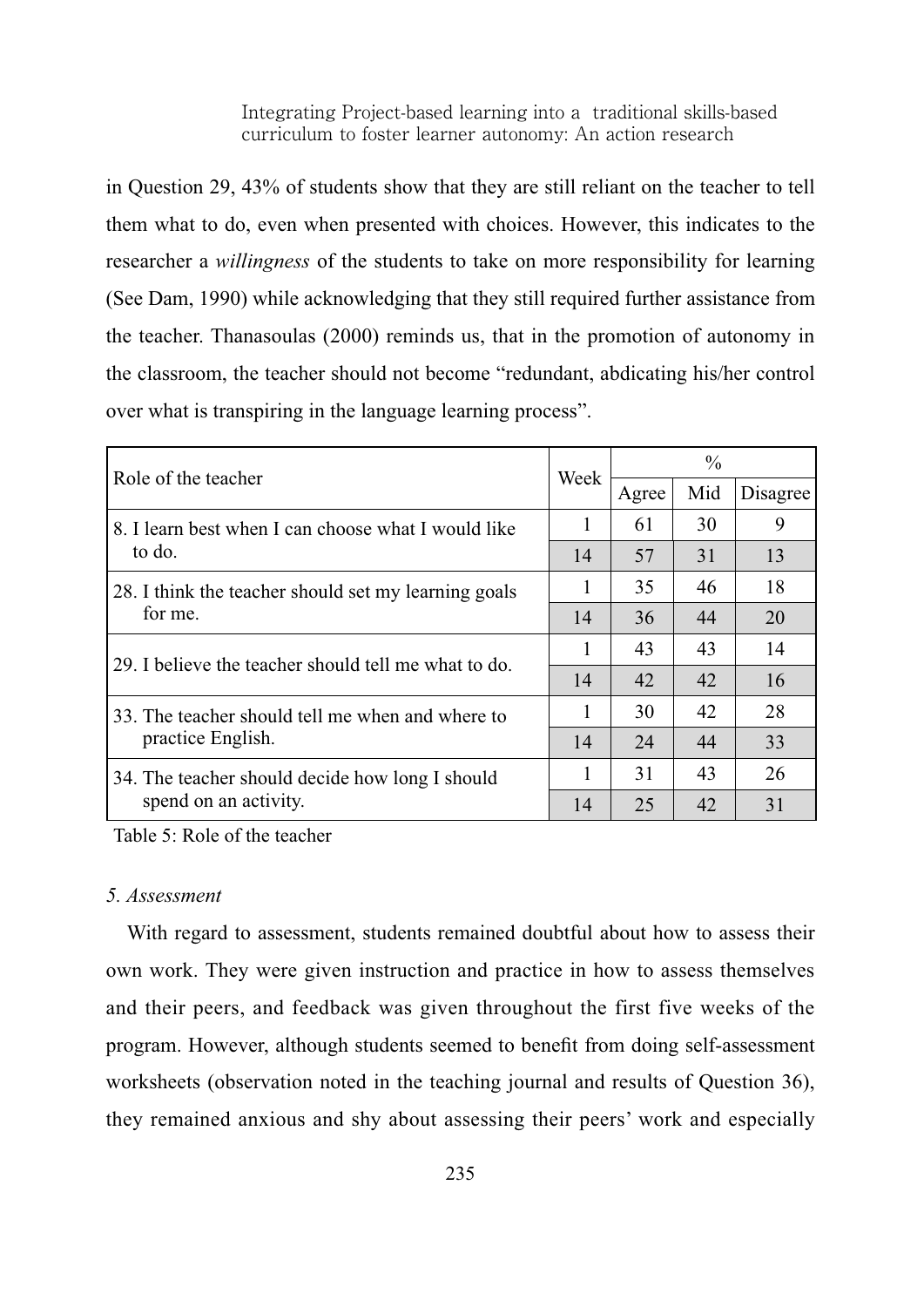in Question 29, 43% of students show that they are still reliant on the teacher to tell them what to do, even when presented with choices. However, this indicates to the researcher a *willingness* of the students to take on more responsibility for learning (See Dam, 1990) while acknowledging that they still required further assistance from the teacher. Thanasoulas (2000) reminds us, that in the promotion of autonomy in the classroom, the teacher should not become "redundant, abdicating his/her control over what is transpiring in the language learning process".

| Role of the teacher | Week | % | | |
|---|---|---|---|---|
| | | Agree | Mid | Disagree |
| 8. I learn best when I can choose what I would like to do. | 1 | 61 | 30 | 9 |
| | 14 | 57 | 31 | 13 |
| 28. I think the teacher should set my learning goals for me. | 1 | 35 | 46 | 18 |
| | 14 | 36 | 44 | 20 |
| 29. I believe the teacher should tell me what to do. | 1 | 43 | 43 | 14 |
| | 14 | 42 | 42 | 16 |
| 33. The teacher should tell me when and where to practice English. | 1 | 30 | 42 | 28 |
| | 14 | 24 | 44 | 33 |
| 34. The teacher should decide how long I should spend on an activity. | 1 | 31 | 43 | 26 |
| | 14 | 25 | 42 | 31 |

Table 5: Role of the teacher

*5. Assessment*

With regard to assessment, students remained doubtful about how to assess their own work. They were given instruction and practice in how to assess themselves and their peers, and feedback was given throughout the first five weeks of the program. However, although students seemed to benefit from doing self-assessment worksheets (observation noted in the teaching journal and results of Question 36), they remained anxious and shy about assessing their peers' work and especially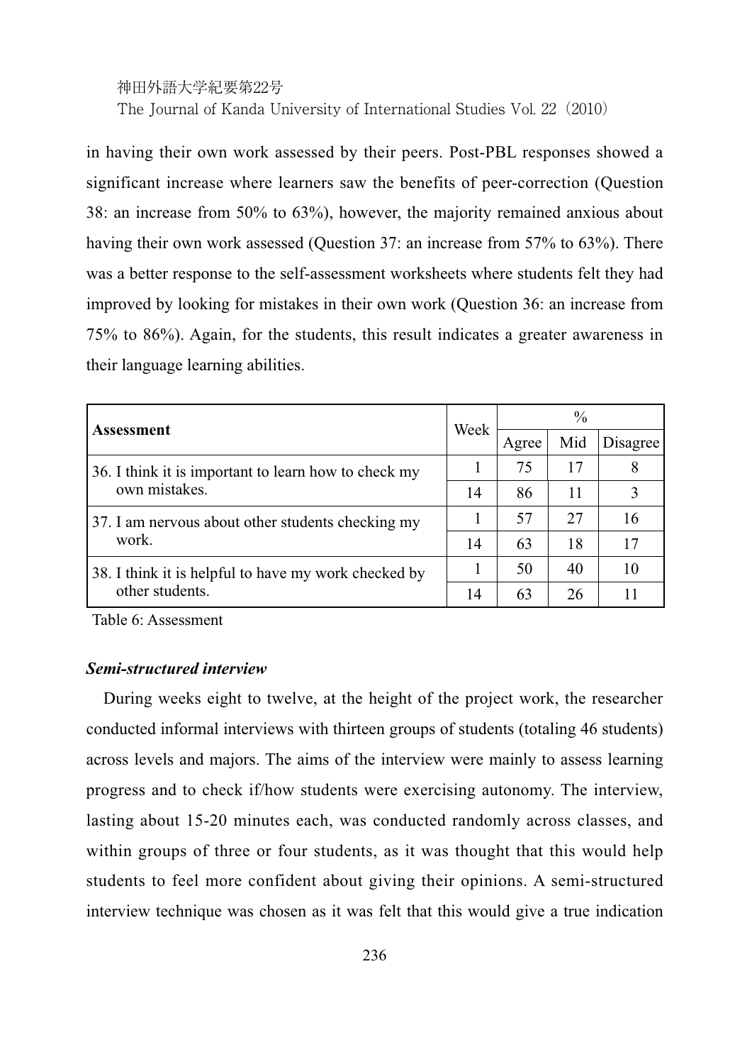in having their own work assessed by their peers. Post-PBL responses showed a significant increase where learners saw the benefits of peer-correction (Question 38: an increase from 50% to 63%), however, the majority remained anxious about having their own work assessed (Question 37: an increase from 57% to 63%). There was a better response to the self-assessment worksheets where students felt they had improved by looking for mistakes in their own work (Question 36: an increase from 75% to 86%). Again, for the students, this result indicates a greater awareness in their language learning abilities.

| Assessment | Week | % | | |
|---|---|---|---|---|
| | | Agree | Mid | Disagree |
| 36. I think it is important to learn how to check my own mistakes. | 1 | 75 | 17 | 8 |
| | 14 | 86 | 11 | 3 |
| 37. I am nervous about other students checking my work. | 1 | 57 | 27 | 16 |
| | 14 | 63 | 18 | 17 |
| 38. I think it is helpful to have my work checked by other students. | 1 | 50 | 40 | 10 |
| | 14 | 63 | 26 | 11 |

Table 6: Assessment

### *Semi-structured interview*

During weeks eight to twelve, at the height of the project work, the researcher conducted informal interviews with thirteen groups of students (totaling 46 students) across levels and majors. The aims of the interview were mainly to assess learning progress and to check if/how students were exercising autonomy. The interview, lasting about 15-20 minutes each, was conducted randomly across classes, and within groups of three or four students, as it was thought that this would help students to feel more confident about giving their opinions. A semi-structured interview technique was chosen as it was felt that this would give a true indication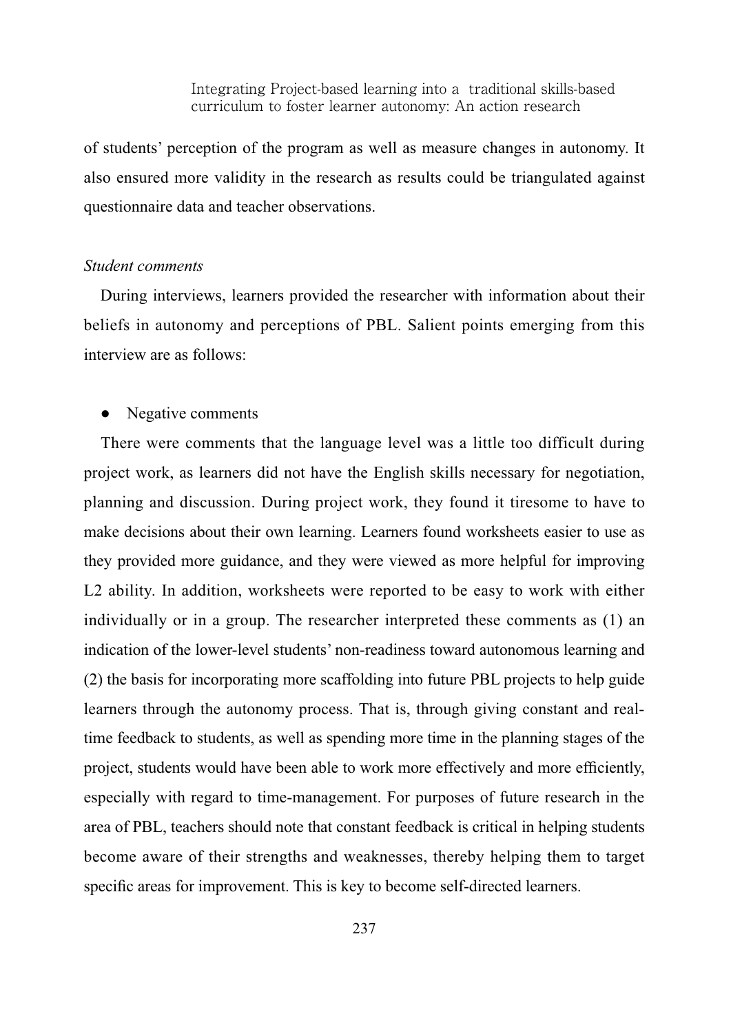of students' perception of the program as well as measure changes in autonomy. It also ensured more validity in the research as results could be triangulated against questionnaire data and teacher observations.

*Student comments*

During interviews, learners provided the researcher with information about their beliefs in autonomy and perceptions of PBL. Salient points emerging from this interview are as follows:

- Negative comments

There were comments that the language level was a little too difficult during project work, as learners did not have the English skills necessary for negotiation, planning and discussion. During project work, they found it tiresome to have to make decisions about their own learning. Learners found worksheets easier to use as they provided more guidance, and they were viewed as more helpful for improving L2 ability. In addition, worksheets were reported to be easy to work with either individually or in a group. The researcher interpreted these comments as (1) an indication of the lower-level students' non-readiness toward autonomous learning and (2) the basis for incorporating more scaffolding into future PBL projects to help guide learners through the autonomy process. That is, through giving constant and real-time feedback to students, as well as spending more time in the planning stages of the project, students would have been able to work more effectively and more efficiently, especially with regard to time-management. For purposes of future research in the area of PBL, teachers should note that constant feedback is critical in helping students become aware of their strengths and weaknesses, thereby helping them to target specific areas for improvement. This is key to become self-directed learners.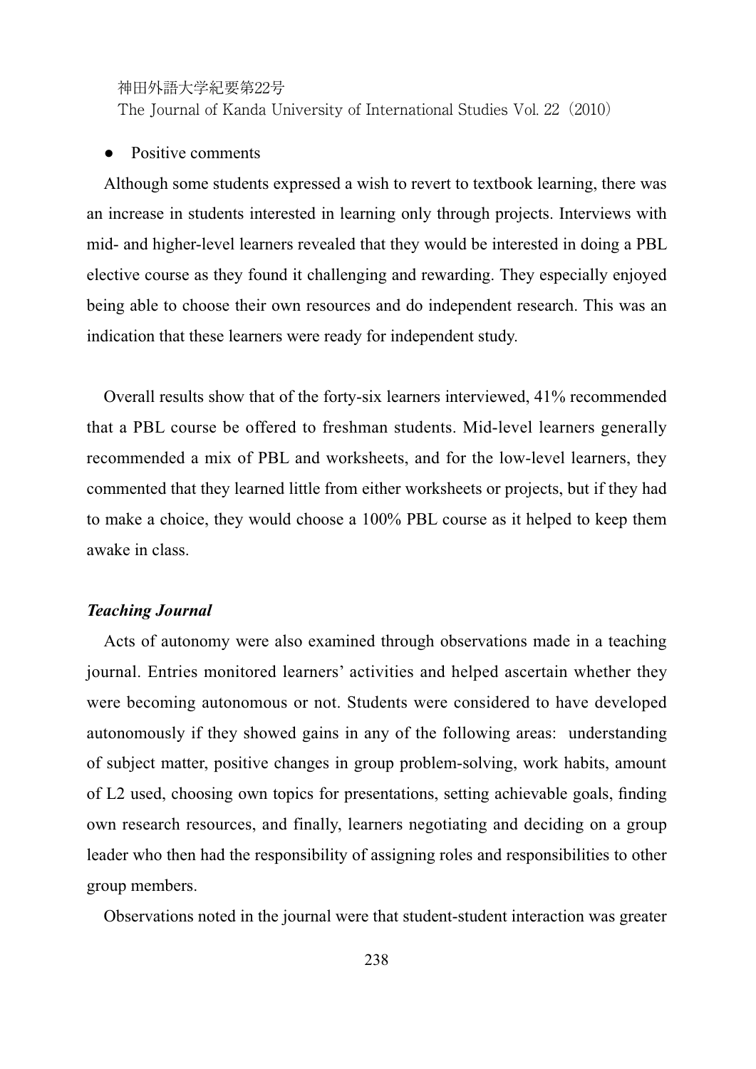- Positive comments

Although some students expressed a wish to revert to textbook learning, there was an increase in students interested in learning only through projects. Interviews with mid- and higher-level learners revealed that they would be interested in doing a PBL elective course as they found it challenging and rewarding. They especially enjoyed being able to choose their own resources and do independent research. This was an indication that these learners were ready for independent study.

Overall results show that of the forty-six learners interviewed, 41% recommended that a PBL course be offered to freshman students. Mid-level learners generally recommended a mix of PBL and worksheets, and for the low-level learners, they commented that they learned little from either worksheets or projects, but if they had to make a choice, they would choose a 100% PBL course as it helped to keep them awake in class.

***Teaching Journal***

Acts of autonomy were also examined through observations made in a teaching journal. Entries monitored learners' activities and helped ascertain whether they were becoming autonomous or not. Students were considered to have developed autonomously if they showed gains in any of the following areas: understanding of subject matter, positive changes in group problem-solving, work habits, amount of L2 used, choosing own topics for presentations, setting achievable goals, finding own research resources, and finally, learners negotiating and deciding on a group leader who then had the responsibility of assigning roles and responsibilities to other group members.

Observations noted in the journal were that student-student interaction was greater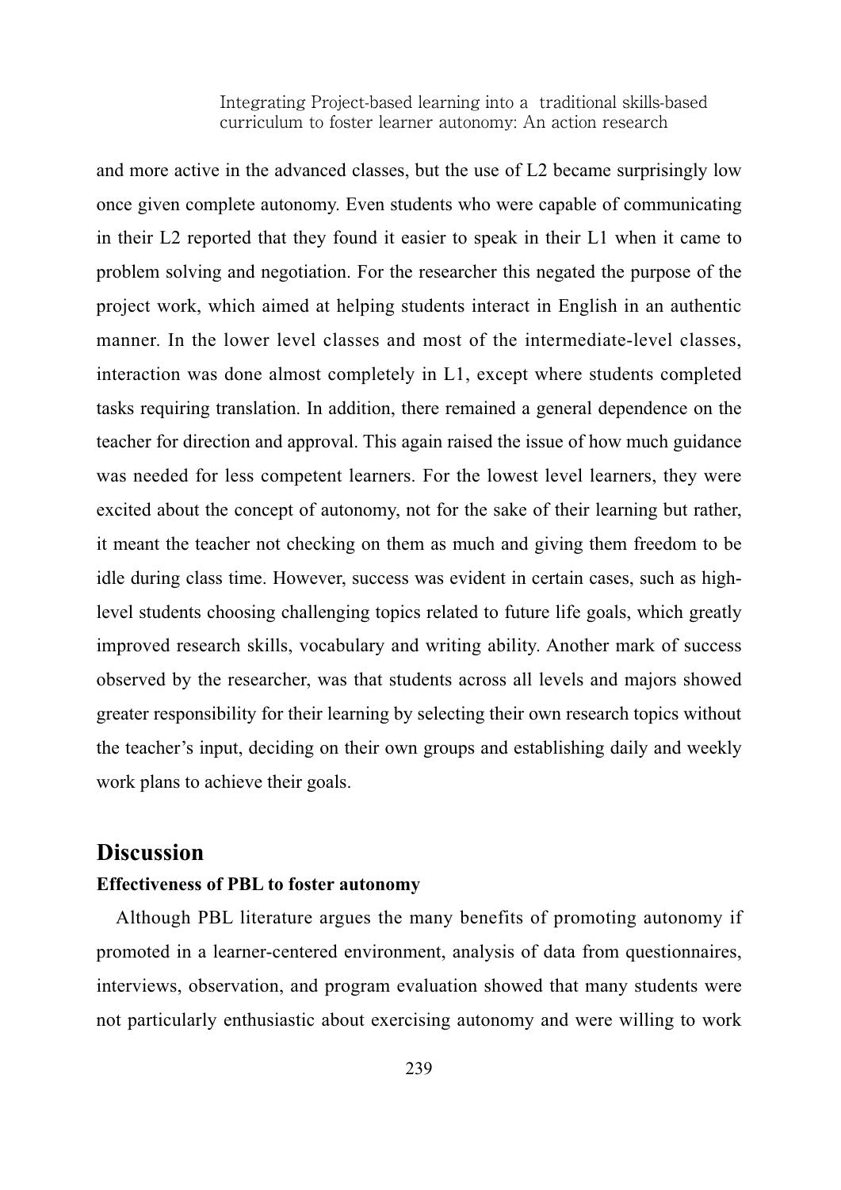and more active in the advanced classes, but the use of L2 became surprisingly low once given complete autonomy. Even students who were capable of communicating in their L2 reported that they found it easier to speak in their L1 when it came to problem solving and negotiation. For the researcher this negated the purpose of the project work, which aimed at helping students interact in English in an authentic manner. In the lower level classes and most of the intermediate-level classes, interaction was done almost completely in L1, except where students completed tasks requiring translation. In addition, there remained a general dependence on the teacher for direction and approval. This again raised the issue of how much guidance was needed for less competent learners. For the lowest level learners, they were excited about the concept of autonomy, not for the sake of their learning but rather, it meant the teacher not checking on them as much and giving them freedom to be idle during class time. However, success was evident in certain cases, such as high-level students choosing challenging topics related to future life goals, which greatly improved research skills, vocabulary and writing ability. Another mark of success observed by the researcher, was that students across all levels and majors showed greater responsibility for their learning by selecting their own research topics without the teacher's input, deciding on their own groups and establishing daily and weekly work plans to achieve their goals.

## Discussion

### Effectiveness of PBL to foster autonomy

Although PBL literature argues the many benefits of promoting autonomy if promoted in a learner-centered environment, analysis of data from questionnaires, interviews, observation, and program evaluation showed that many students were not particularly enthusiastic about exercising autonomy and were willing to work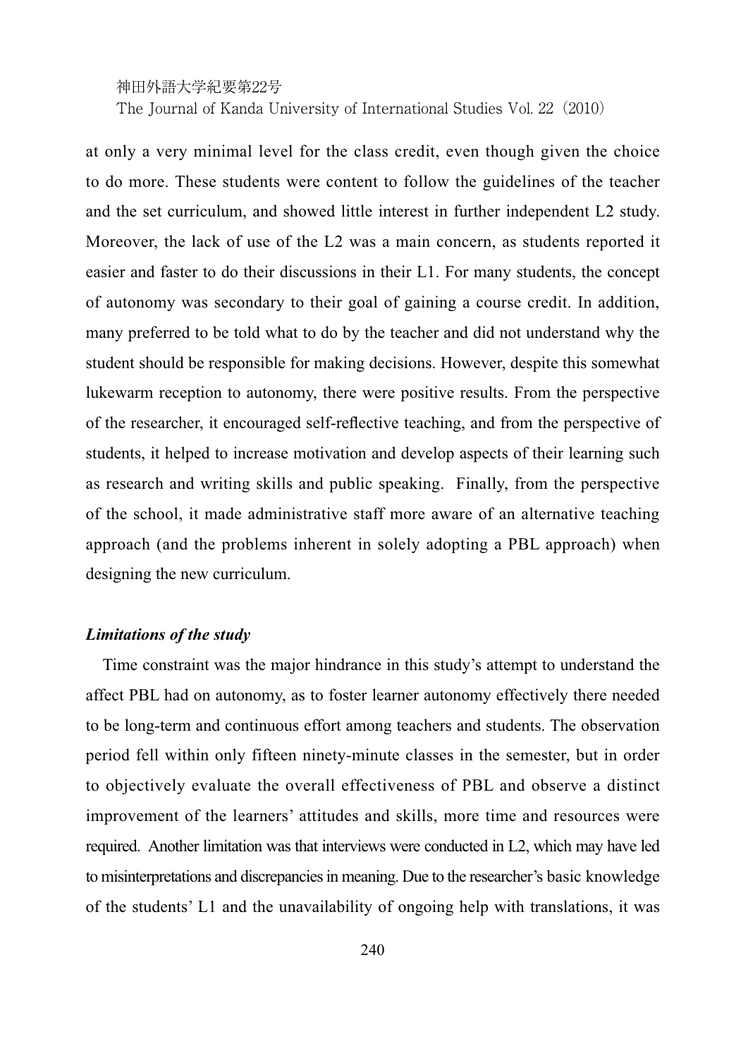at only a very minimal level for the class credit, even though given the choice to do more. These students were content to follow the guidelines of the teacher and the set curriculum, and showed little interest in further independent L2 study. Moreover, the lack of use of the L2 was a main concern, as students reported it easier and faster to do their discussions in their L1. For many students, the concept of autonomy was secondary to their goal of gaining a course credit. In addition, many preferred to be told what to do by the teacher and did not understand why the student should be responsible for making decisions. However, despite this somewhat lukewarm reception to autonomy, there were positive results. From the perspective of the researcher, it encouraged self-reflective teaching, and from the perspective of students, it helped to increase motivation and develop aspects of their learning such as research and writing skills and public speaking. Finally, from the perspective of the school, it made administrative staff more aware of an alternative teaching approach (and the problems inherent in solely adopting a PBL approach) when designing the new curriculum.

### *Limitations of the study*

Time constraint was the major hindrance in this study's attempt to understand the affect PBL had on autonomy, as to foster learner autonomy effectively there needed to be long-term and continuous effort among teachers and students. The observation period fell within only fifteen ninety-minute classes in the semester, but in order to objectively evaluate the overall effectiveness of PBL and observe a distinct improvement of the learners' attitudes and skills, more time and resources were required. Another limitation was that interviews were conducted in L2, which may have led to misinterpretations and discrepancies in meaning. Due to the researcher's basic knowledge of the students' L1 and the unavailability of ongoing help with translations, it was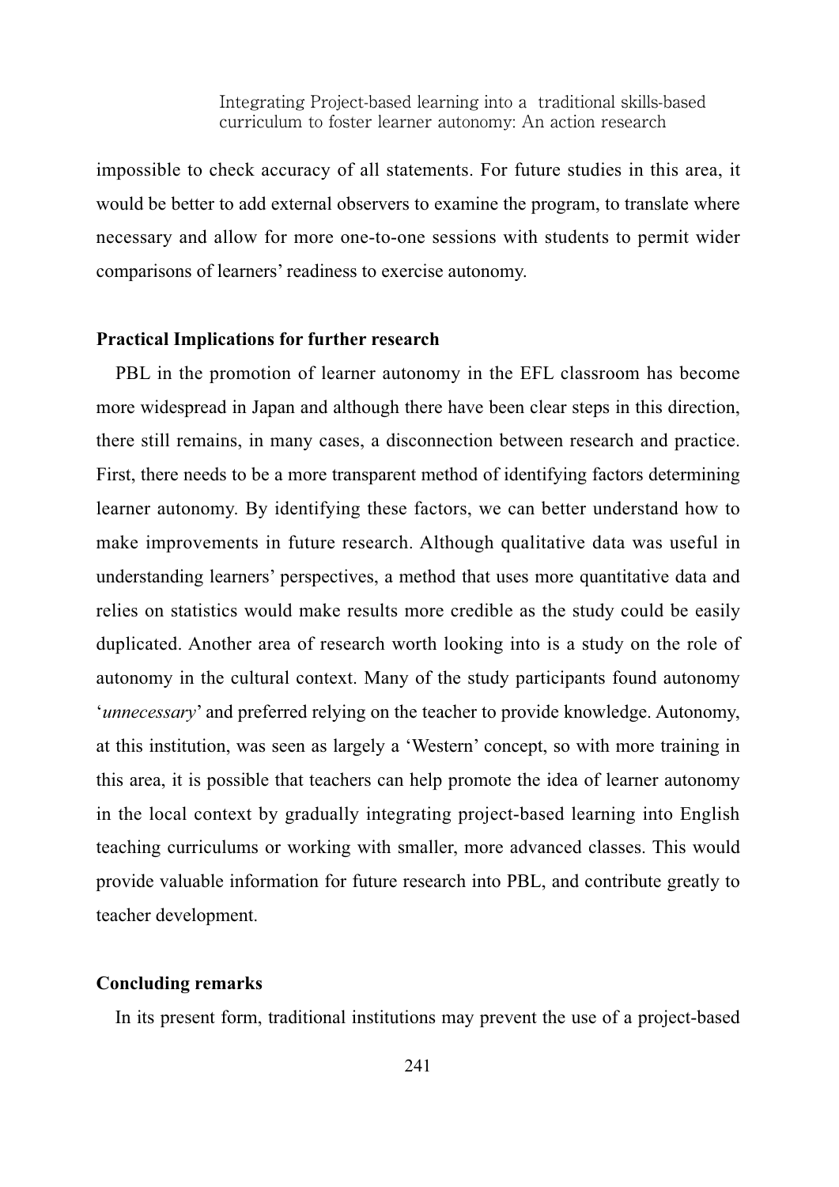impossible to check accuracy of all statements. For future studies in this area, it would be better to add external observers to examine the program, to translate where necessary and allow for more one-to-one sessions with students to permit wider comparisons of learners' readiness to exercise autonomy.

**Practical Implications for further research**

PBL in the promotion of learner autonomy in the EFL classroom has become more widespread in Japan and although there have been clear steps in this direction, there still remains, in many cases, a disconnection between research and practice. First, there needs to be a more transparent method of identifying factors determining learner autonomy. By identifying these factors, we can better understand how to make improvements in future research. Although qualitative data was useful in understanding learners' perspectives, a method that uses more quantitative data and relies on statistics would make results more credible as the study could be easily duplicated. Another area of research worth looking into is a study on the role of autonomy in the cultural context. Many of the study participants found autonomy '*unnecessary*' and preferred relying on the teacher to provide knowledge. Autonomy, at this institution, was seen as largely a 'Western' concept, so with more training in this area, it is possible that teachers can help promote the idea of learner autonomy in the local context by gradually integrating project-based learning into English teaching curriculums or working with smaller, more advanced classes. This would provide valuable information for future research into PBL, and contribute greatly to teacher development.

**Concluding remarks**

In its present form, traditional institutions may prevent the use of a project-based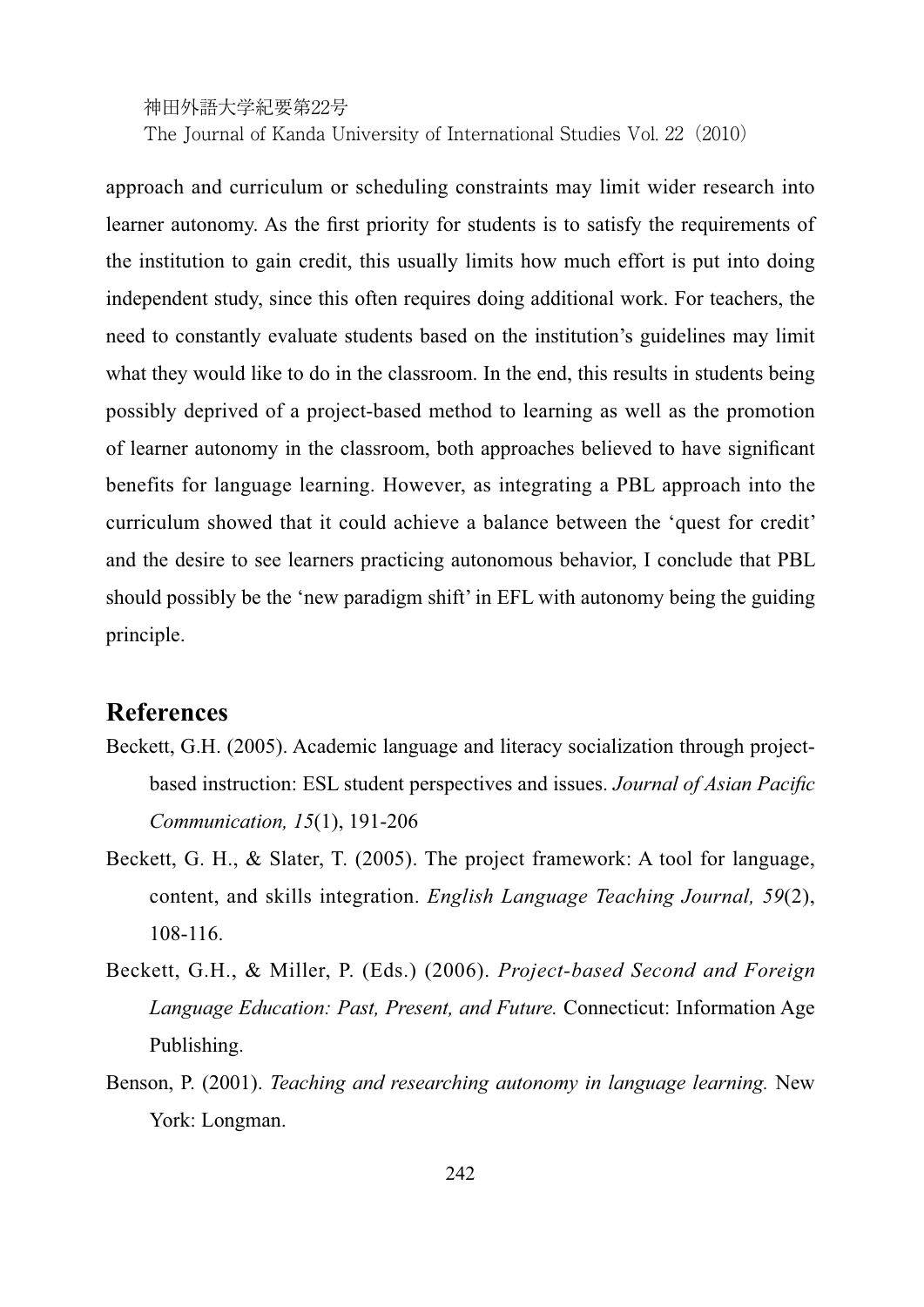approach and curriculum or scheduling constraints may limit wider research into learner autonomy. As the first priority for students is to satisfy the requirements of the institution to gain credit, this usually limits how much effort is put into doing independent study, since this often requires doing additional work. For teachers, the need to constantly evaluate students based on the institution's guidelines may limit what they would like to do in the classroom. In the end, this results in students being possibly deprived of a project-based method to learning as well as the promotion of learner autonomy in the classroom, both approaches believed to have significant benefits for language learning. However, as integrating a PBL approach into the curriculum showed that it could achieve a balance between the 'quest for credit' and the desire to see learners practicing autonomous behavior, I conclude that PBL should possibly be the 'new paradigm shift' in EFL with autonomy being the guiding principle.

## References

Beckett, G.H. (2005). Academic language and literacy socialization through project-based instruction: ESL student perspectives and issues. *Journal of Asian Pacific Communication, 15*(1), 191-206

Beckett, G. H., & Slater, T. (2005). The project framework: A tool for language, content, and skills integration. *English Language Teaching Journal, 59*(2), 108-116.

Beckett, G.H., & Miller, P. (Eds.) (2006). *Project-based Second and Foreign Language Education: Past, Present, and Future.* Connecticut: Information Age Publishing.

Benson, P. (2001). *Teaching and researching autonomy in language learning.* New York: Longman.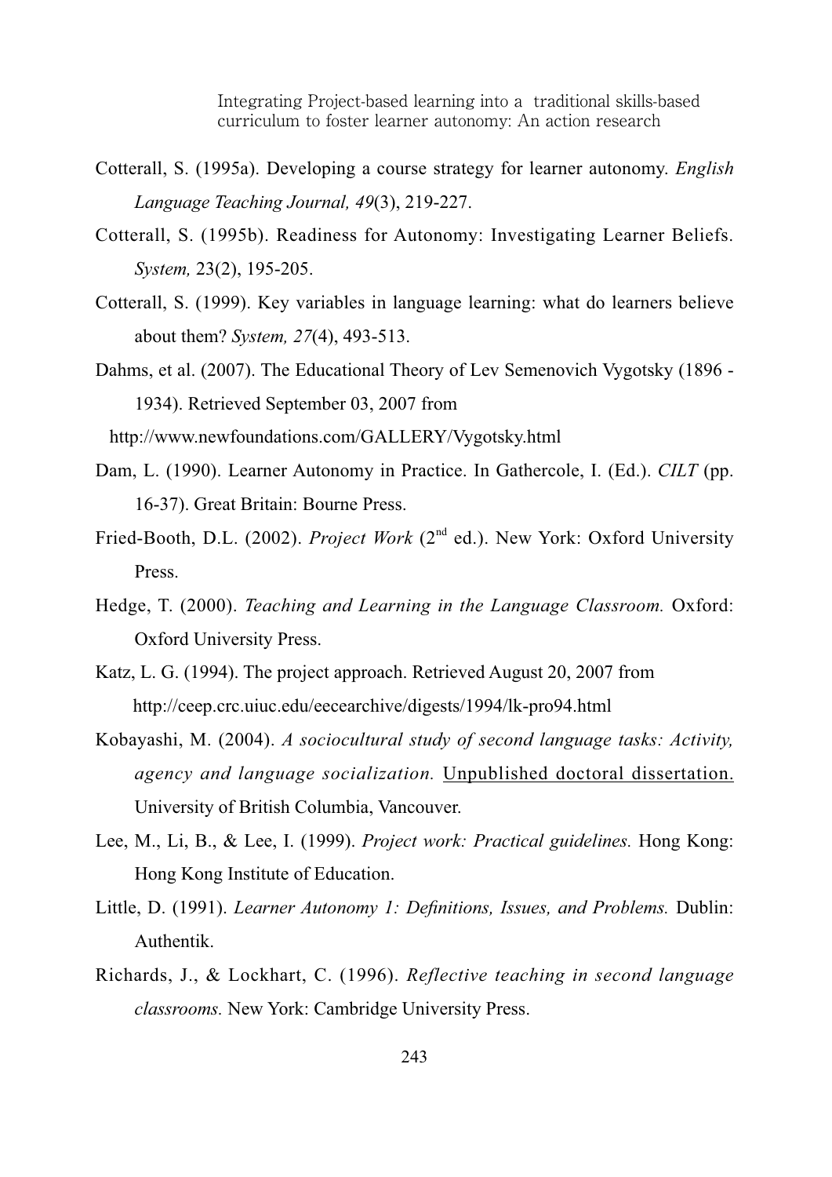Cotterall, S. (1995a). Developing a course strategy for learner autonomy. *English Language Teaching Journal, 49*(3), 219-227.

Cotterall, S. (1995b). Readiness for Autonomy: Investigating Learner Beliefs. *System,* 23(2), 195-205.

Cotterall, S. (1999). Key variables in language learning: what do learners believe about them? *System, 27*(4), 493-513.

Dahms, et al. (2007). The Educational Theory of Lev Semenovich Vygotsky (1896 - 1934). Retrieved September 03, 2007 from http://www.newfoundations.com/GALLERY/Vygotsky.html

Dam, L. (1990). Learner Autonomy in Practice. In Gathercole, I. (Ed.). *CILT* (pp. 16-37). Great Britain: Bourne Press.

Fried-Booth, D.L. (2002). *Project Work* (2nd ed.). New York: Oxford University Press.

Hedge, T. (2000). *Teaching and Learning in the Language Classroom.* Oxford: Oxford University Press.

Katz, L. G. (1994). The project approach. Retrieved August 20, 2007 from http://ceep.crc.uiuc.edu/eecearchive/digests/1994/lk-pro94.html

Kobayashi, M. (2004). *A sociocultural study of second language tasks: Activity, agency and language socialization.* Unpublished doctoral dissertation. University of British Columbia, Vancouver.

Lee, M., Li, B., & Lee, I. (1999). *Project work: Practical guidelines.* Hong Kong: Hong Kong Institute of Education.

Little, D. (1991). *Learner Autonomy 1: Definitions, Issues, and Problems.* Dublin: Authentik.

Richards, J., & Lockhart, C. (1996). *Reflective teaching in second language classrooms.* New York: Cambridge University Press.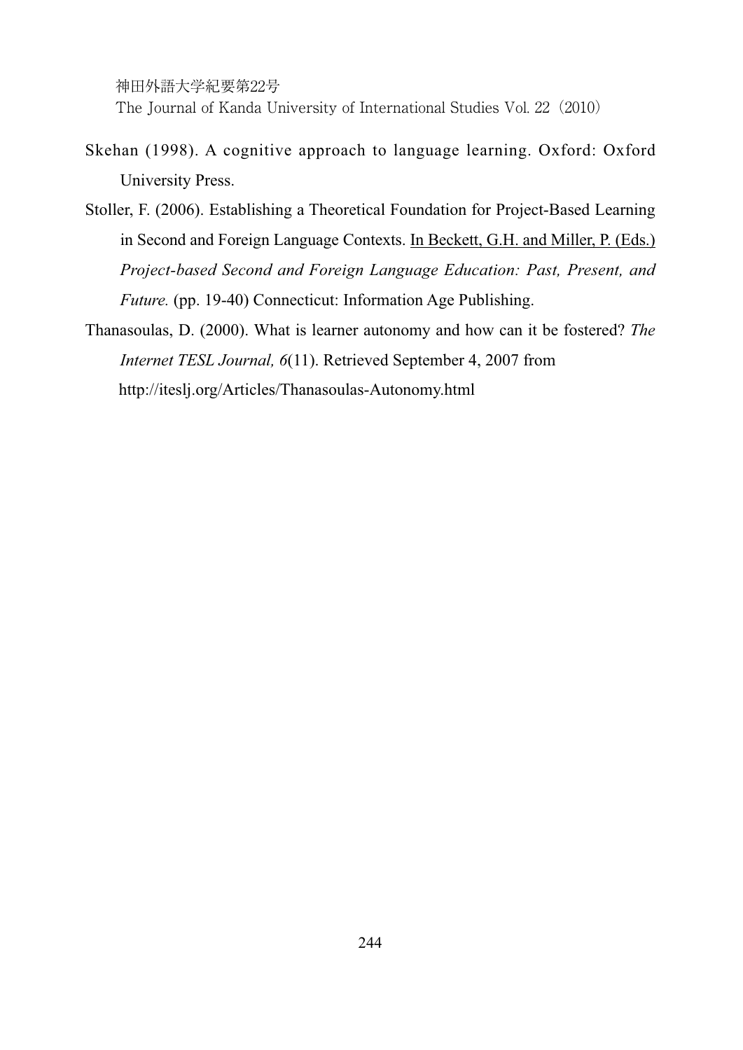Skehan (1998). A cognitive approach to language learning. Oxford: Oxford University Press.

Stoller, F. (2006). Establishing a Theoretical Foundation for Project-Based Learning in Second and Foreign Language Contexts. <u>In Beckett, G.H. and Miller, P. (Eds.)</u> *Project-based Second and Foreign Language Education: Past, Present, and Future.* (pp. 19-40) Connecticut: Information Age Publishing.

Thanasoulas, D. (2000). What is learner autonomy and how can it be fostered? *The Internet TESL Journal, 6*(11). Retrieved September 4, 2007 from http://iteslj.org/Articles/Thanasoulas-Autonomy.html